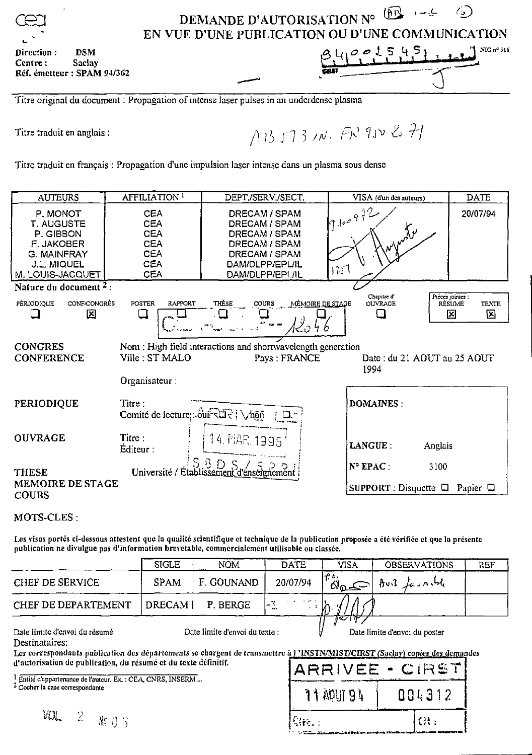cea

# DEMANDE D'AUTORISATION N° (AR 1-4 5)
# EN VUE D'UNE PUBLICATION OU D'UNE COMMUNICATION

**Direction :** DSM
**Centre :** Saclay
**Réf. émetteur :** SPAM 94/362

34001545

NIG n° 316

Titre original du document : Propagation of intense laser pulses in an underdense plasma

Titre traduit en anglais :

AB 573 IN. FR 9502671

Titre traduit en français : Propagation d'une impulsion laser intense dans un plasma sous dense

| AUTEURS | AFFILIATION [1] | DEPT./SERV./SECT. | VISA (d'un des auteurs) | DATE |
|---|---|---|---|---|
| P. MONOT | CEA | DRECAM / SPAM | 9100972 | 20/07/94 |
| T. AUGUSTE | CEA | DRECAM / SPAM | | |
| P. GIBBON | CEA | DRECAM / SPAM | | |
| F. JAKOBER | CEA | DRECAM / SPAM | | |
| G. MAINFRAY | CEA | DRECAM / SPAM | | |
| J.L. MIQUEL | CEA | DAM/DLPP/EPL/IL | | |
| M. LOUIS-JACQUET | CEA | DAM/DLPP/EPL/IL | 1251 | |

Nature du document [2] :

- ☐ PÉRIODIQUE
- ☒ CONF/CONGRÈS
- ☐ POSTER
- ☐ RAPPORT
- ☐ THÈSE
- ☐ COURS
- ☐ MÉMOIRE DE STAGE
- ☐ Chapitre d'OUVRAGE

Pièces jointes : ☒ RÉSUMÉ ☒ TEXTE

C ... - 1046

**CONGRES CONFERENCE**
Nom : High field interactions and shortwavelength generation
Ville : ST MALO
Pays : FRANCE
Date : du 21 AOUT au 25 AOUT 1994
Organisateur :

**PERIODIQUE**
Titre :
Comité de lecture : oui ☐ non ☐

**OUVRAGE**
Titre :
Éditeur :

ARRIVEE 14 MAR 1995 SBDS / SDPI

**THESE MEMOIRE DE STAGE COURS**
Université / Établissement d'enseignement

**DOMAINES :**

**LANGUE :** Anglais

**N° EPAC :** 3100

**SUPPORT :** Disquette ☐ Papier ☐

**MOTS-CLES :**

**Les visas portés ci-dessous attestent que la qualité scientifique et technique de la publication proposée a été vérifiée et que la présente publication ne divulgue pas d'information brevetable, commercialement utilisable ou classée.**

| | SIGLE | NOM | DATE | VISA | OBSERVATIONS | REF |
|---|---|---|---|---|---|---|
| CHEF DE SERVICE | SPAM | F. GOUNAND | 20/07/94 | | Avis favorable | |
| CHEF DE DEPARTEMENT | DRECAM | P. BERGE | -3. | | | |

Date limite d'envoi du résumé    Date limite d'envoi du texte :    Date limite d'envoi du poster

Destinataires:

**Les correspondants publication des départements se chargent de transmettre à l'INSTN/MIST/CIRST (Saclay) copies des demandes d'autorisation de publication, du résumé et du texte définitif.**

[1] Entité d'appartenance de l'auteur. Ex. : CEA, CNRS, INSERM ...
[2] Cocher la case correspondante

ARRIVEE - CIRST 11 AOUT 94 004312

Circ. : Cit :

VOL 2 № 05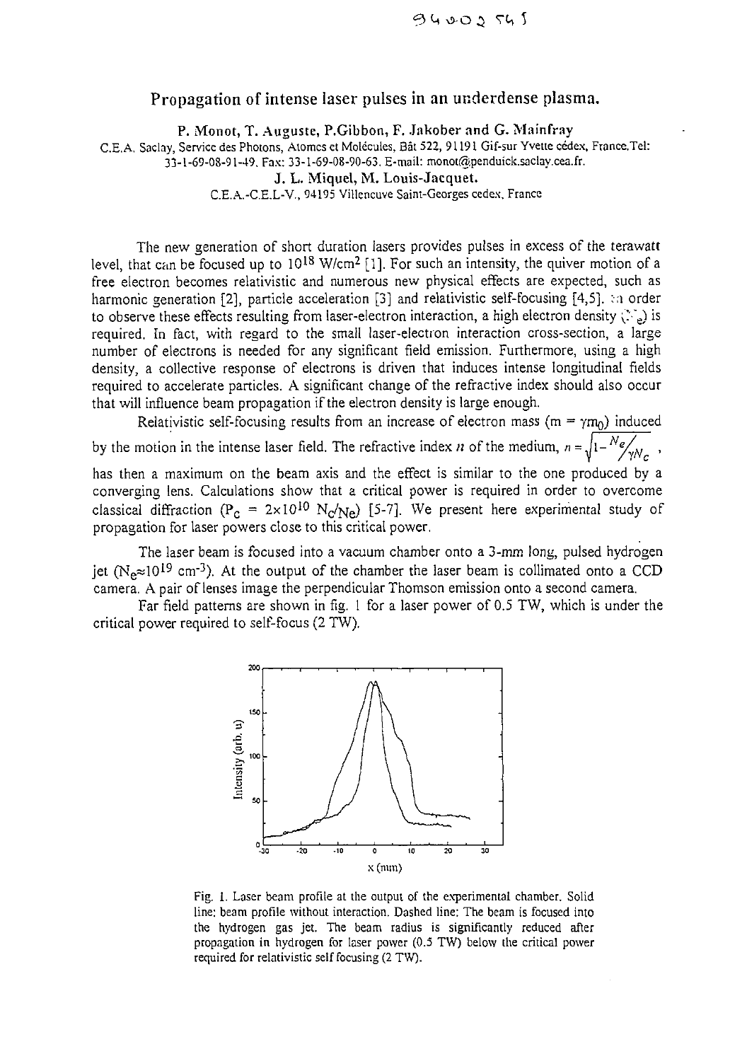# Propagation of intense laser pulses in an underdense plasma.

**P. Monot, T. Auguste, P.Gibbon, F. Jakober and G. Mainfray**

C.E.A. Saclay, Service des Photons, Atomes et Molécules, Bât 522, 91191 Gif-sur Yvette cédex, France.Tel: 33-1-69-08-91-49. Fax: 33-1-69-08-90-63. E-mail: monot@penduick.saclay.cea.fr.

**J. L. Miquel, M. Louis-Jacquet.**

C.E.A.-C.E.L-V., 94195 Villeneuve Saint-Georges cedex, France

The new generation of short duration lasers provides pulses in excess of the terawatt level, that can be focused up to $10^{18}$ W/cm$^2$ [1]. For such an intensity, the quiver motion of a free electron becomes relativistic and numerous new physical effects are expected, such as harmonic generation [2], particle acceleration [3] and relativistic self-focusing [4,5]. In order to observe these effects resulting from laser-electron interaction, a high electron density ($N_e$) is required. In fact, with regard to the small laser-electron interaction cross-section, a large number of electrons is needed for any significant field emission. Furthermore, using a high density, a collective response of electrons is driven that induces intense longitudinal fields required to accelerate particles. A significant change of the refractive index should also occur that will influence beam propagation if the electron density is large enough.

Relativistic self-focusing results from an increase of electron mass ($m = \gamma m_0$) induced by the motion in the intense laser field. The refractive index $n$ of the medium, $n = \sqrt{1 - N_e / \gamma N_c}$, has then a maximum on the beam axis and the effect is similar to the one produced by a converging lens. Calculations show that a critical power is required in order to overcome classical diffraction ($P_c = 2\times10^{10}\ N_c/N_e$) [5-7]. We present here experimental study of propagation for laser powers close to this critical power.

The laser beam is focused into a vacuum chamber onto a 3-mm long, pulsed hydrogen jet ($N_e \approx 10^{19}$ cm$^{-3}$). At the output of the chamber the laser beam is collimated onto a CCD camera. A pair of lenses image the perpendicular Thomson emission onto a second camera.

Far field patterns are shown in fig. 1 for a laser power of 0.5 TW, which is under the critical power required to self-focus (2 TW).

Fig. 1. Laser beam profile at the output of the experimental chamber. Solid line: beam profile without interaction. Dashed line: The beam is focused into the hydrogen gas jet. The beam radius is significantly reduced after propagation in hydrogen for laser power (0.5 TW) below the critical power required for relativistic self focusing (2 TW).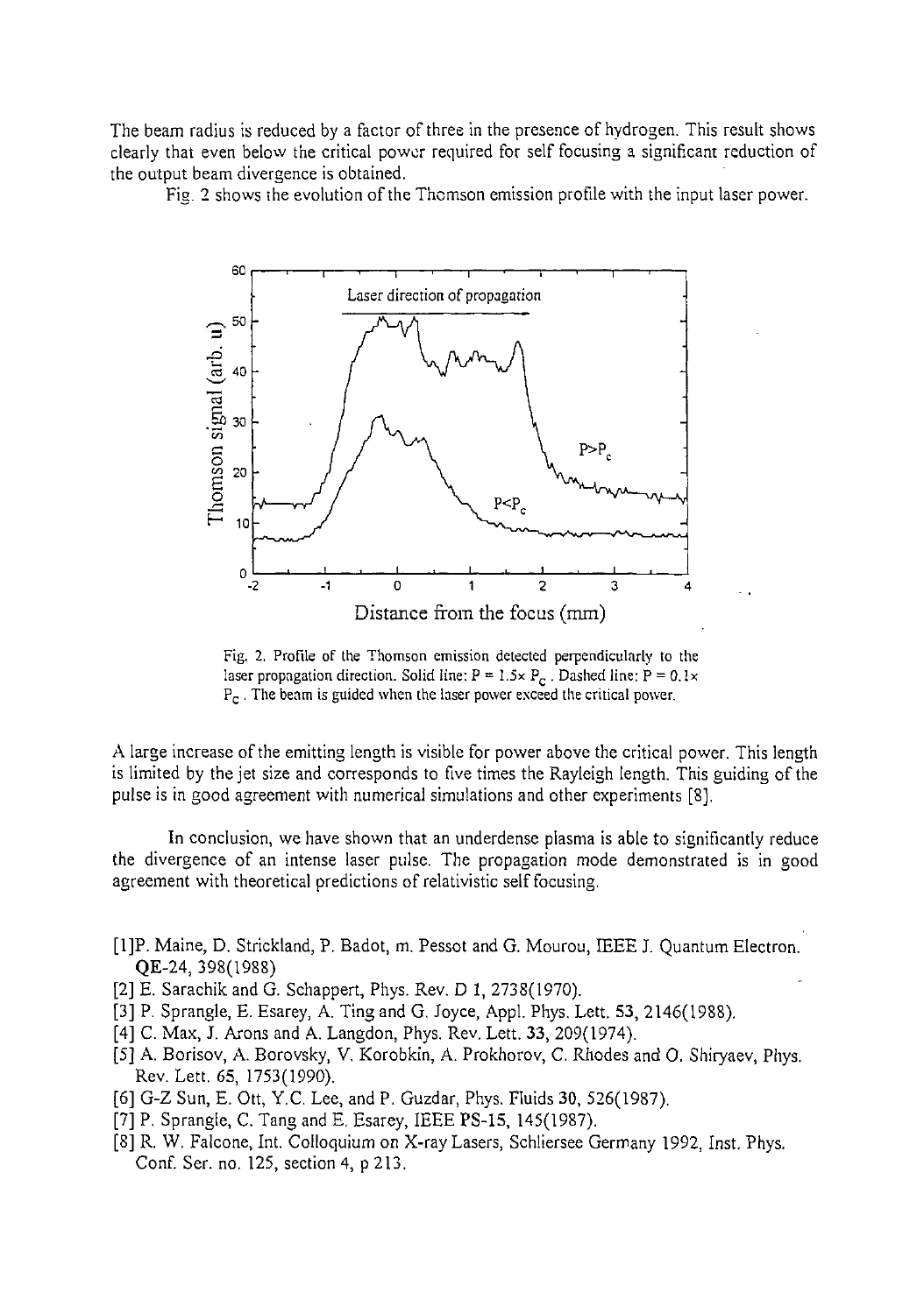The beam radius is reduced by a factor of three in the presence of hydrogen. This result shows clearly that even below the critical power required for self focusing a significant reduction of the output beam divergence is obtained.

Fig. 2 shows the evolution of the Thomson emission profile with the input laser power.

Fig. 2. Profile of the Thomson emission detected perpendicularly to the laser propagation direction. Solid line: $P = 1.5\times P_C$. Dashed line: $P = 0.1\times P_C$. The beam is guided when the laser power exceed the critical power.

A large increase of the emitting length is visible for power above the critical power. This length is limited by the jet size and corresponds to five times the Rayleigh length. This guiding of the pulse is in good agreement with numerical simulations and other experiments [8].

In conclusion, we have shown that an underdense plasma is able to significantly reduce the divergence of an intense laser pulse. The propagation mode demonstrated is in good agreement with theoretical predictions of relativistic self focusing.

[1] P. Maine, D. Strickland, P. Badot, m. Pessot and G. Mourou, IEEE J. Quantum Electron. **QE**-24, 398(1988)

[2] E. Sarachik and G. Schappert, Phys. Rev. D 1, 2738(1970).

[3] P. Sprangle, E. Esarey, A. Ting and G. Joyce, Appl. Phys. Lett. **53**, 2146(1988).

[4] C. Max, J. Arons and A. Langdon, Phys. Rev. Lett. **33**, 209(1974).

[5] A. Borisov, A. Borovsky, V. Korobkin, A. Prokhorov, C. Rhodes and O. Shiryaev, Phys. Rev. Lett. 65, 1753(1990).

[6] G-Z Sun, E. Ott, Y.C. Lee, and P. Guzdar, Phys. Fluids 30, 526(1987).

[7] P. Sprangle, C. Tang and E. Esarey, IEEE **PS-15**, 145(1987).

[8] R. W. Falcone, Int. Colloquium on X-ray Lasers, Schliersee Germany 1992, Inst. Phys. Conf. Ser. no. 125, section 4, p 213.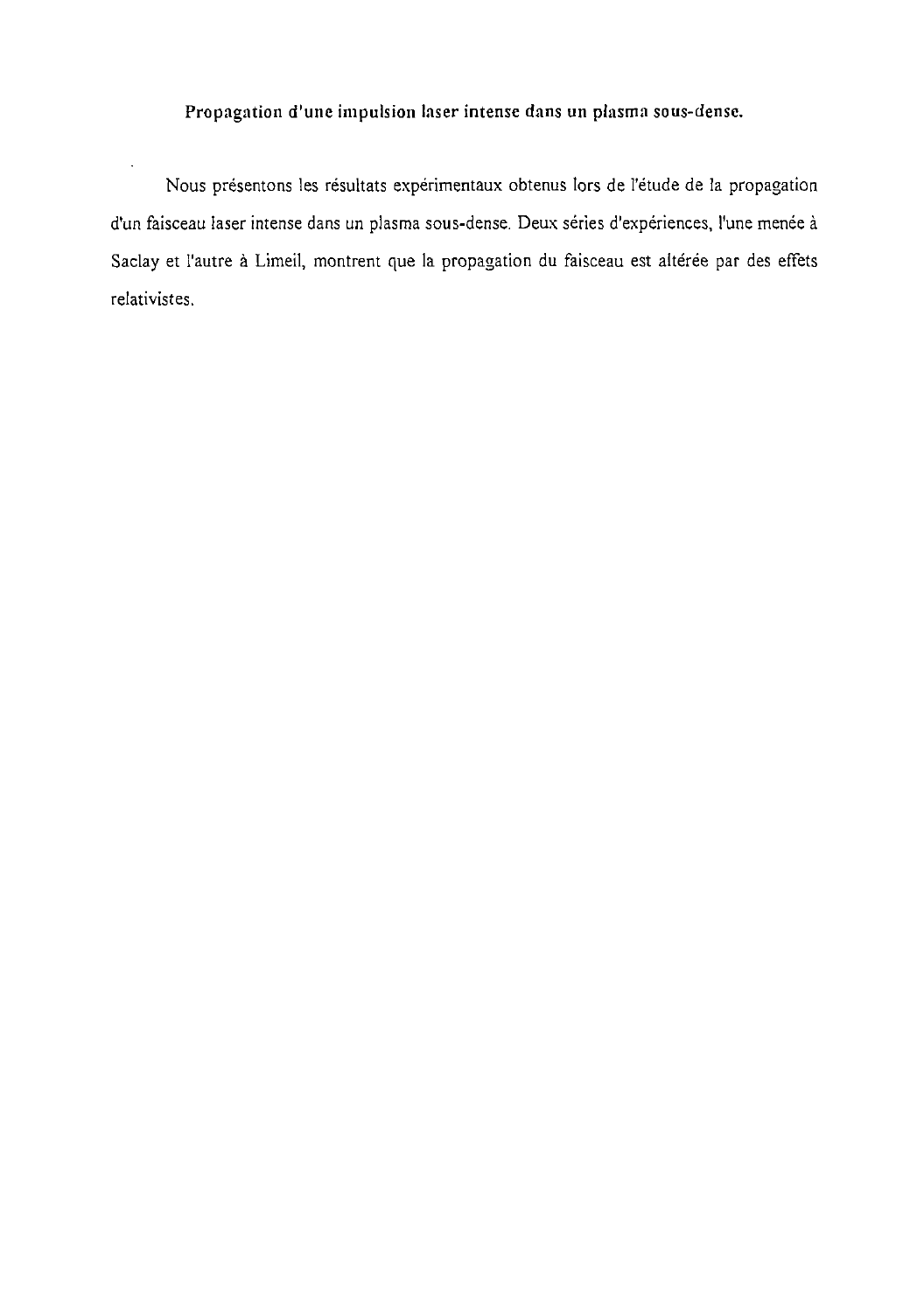**Propagation d'une impulsion laser intense dans un plasma sous-dense.**

Nous présentons les résultats expérimentaux obtenus lors de l'étude de la propagation d'un faisceau laser intense dans un plasma sous-dense. Deux séries d'expériences, l'une menée à Saclay et l'autre à Limeil, montrent que la propagation du faisceau est altérée par des effets relativistes.